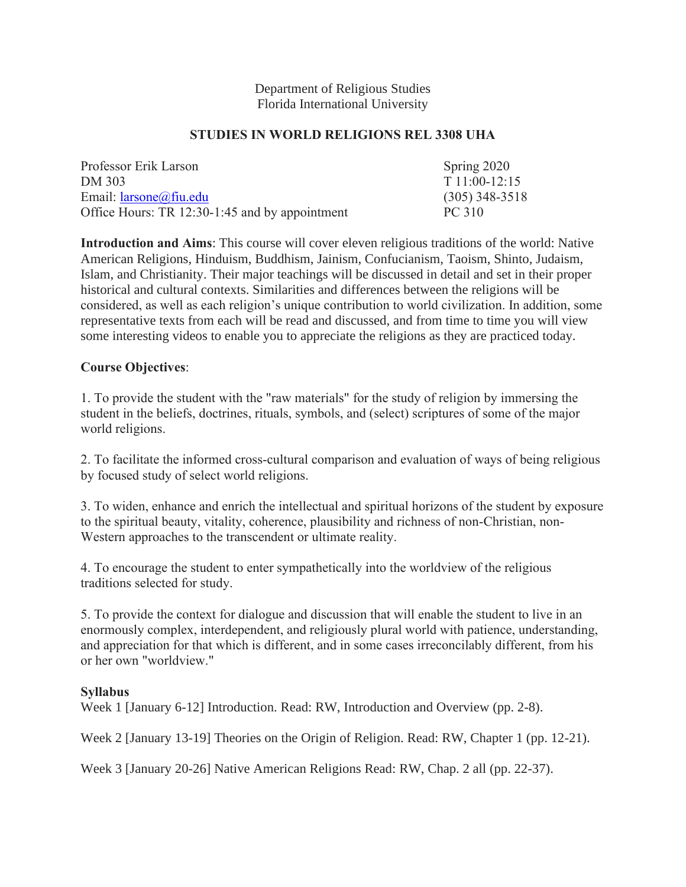Department of Religious Studies
Florida International University

**STUDIES IN WORLD RELIGIONS REL 3308 UHA**

Professor Erik Larson
DM 303
Email: larsone@fiu.edu
Office Hours: TR 12:30-1:45 and by appointment

Spring 2020
T 11:00-12:15
(305) 348-3518
PC 310

**Introduction and Aims**: This course will cover eleven religious traditions of the world: Native American Religions, Hinduism, Buddhism, Jainism, Confucianism, Taoism, Shinto, Judaism, Islam, and Christianity. Their major teachings will be discussed in detail and set in their proper historical and cultural contexts. Similarities and differences between the religions will be considered, as well as each religion's unique contribution to world civilization. In addition, some representative texts from each will be read and discussed, and from time to time you will view some interesting videos to enable you to appreciate the religions as they are practiced today.

**Course Objectives**:

1. To provide the student with the "raw materials" for the study of religion by immersing the student in the beliefs, doctrines, rituals, symbols, and (select) scriptures of some of the major world religions.

2. To facilitate the informed cross-cultural comparison and evaluation of ways of being religious by focused study of select world religions.

3. To widen, enhance and enrich the intellectual and spiritual horizons of the student by exposure to the spiritual beauty, vitality, coherence, plausibility and richness of non-Christian, non-Western approaches to the transcendent or ultimate reality.

4. To encourage the student to enter sympathetically into the worldview of the religious traditions selected for study.

5. To provide the context for dialogue and discussion that will enable the student to live in an enormously complex, interdependent, and religiously plural world with patience, understanding, and appreciation for that which is different, and in some cases irreconcilably different, from his or her own "worldview."

**Syllabus**

Week 1 [January 6-12] Introduction. Read: RW, Introduction and Overview (pp. 2-8).

Week 2 [January 13-19] Theories on the Origin of Religion. Read: RW, Chapter 1 (pp. 12-21).

Week 3 [January 20-26] Native American Religions Read: RW, Chap. 2 all (pp. 22-37).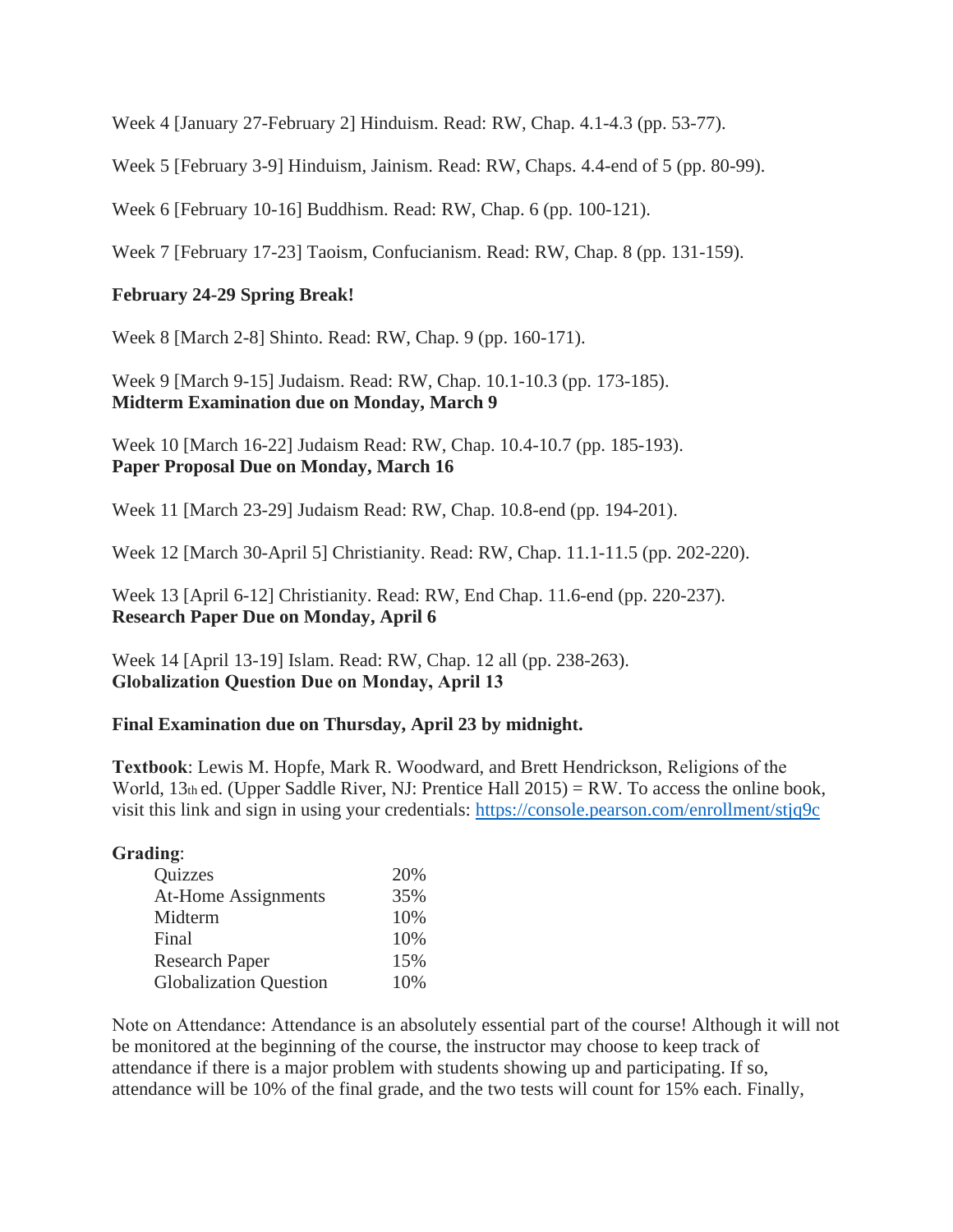Week 4 [January 27-February 2] Hinduism. Read: RW, Chap. 4.1-4.3 (pp. 53-77).

Week 5 [February 3-9] Hinduism, Jainism. Read: RW, Chaps. 4.4-end of 5 (pp. 80-99).

Week 6 [February 10-16] Buddhism. Read: RW, Chap. 6 (pp. 100-121).

Week 7 [February 17-23] Taoism, Confucianism. Read: RW, Chap. 8 (pp. 131-159).

**February 24-29 Spring Break!**

Week 8 [March 2-8] Shinto. Read: RW, Chap. 9 (pp. 160-171).

Week 9 [March 9-15] Judaism. Read: RW, Chap. 10.1-10.3 (pp. 173-185).
**Midterm Examination due on Monday, March 9**

Week 10 [March 16-22] Judaism Read: RW, Chap. 10.4-10.7 (pp. 185-193).
**Paper Proposal Due on Monday, March 16**

Week 11 [March 23-29] Judaism Read: RW, Chap. 10.8-end (pp. 194-201).

Week 12 [March 30-April 5] Christianity. Read: RW, Chap. 11.1-11.5 (pp. 202-220).

Week 13 [April 6-12] Christianity. Read: RW, End Chap. 11.6-end (pp. 220-237).
**Research Paper Due on Monday, April 6**

Week 14 [April 13-19] Islam. Read: RW, Chap. 12 all (pp. 238-263).
**Globalization Question Due on Monday, April 13**

**Final Examination due on Thursday, April 23 by midnight.**

**Textbook**: Lewis M. Hopfe, Mark R. Woodward, and Brett Hendrickson, Religions of the World, 13th ed. (Upper Saddle River, NJ: Prentice Hall 2015) = RW. To access the online book, visit this link and sign in using your credentials: https://console.pearson.com/enrollment/stjq9c

**Grading**:

| | |
|---|---|
| Quizzes | 20% |
| At-Home Assignments | 35% |
| Midterm | 10% |
| Final | 10% |
| Research Paper | 15% |
| Globalization Question | 10% |

Note on Attendance: Attendance is an absolutely essential part of the course! Although it will not be monitored at the beginning of the course, the instructor may choose to keep track of attendance if there is a major problem with students showing up and participating. If so, attendance will be 10% of the final grade, and the two tests will count for 15% each. Finally,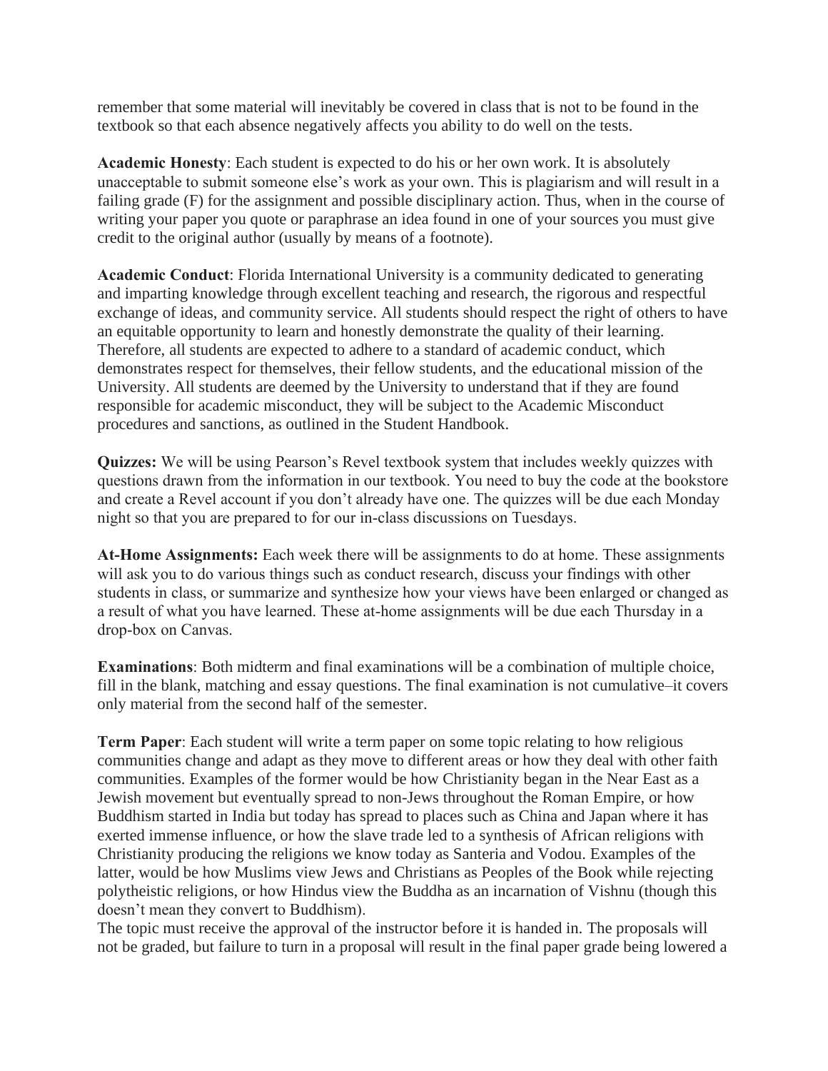remember that some material will inevitably be covered in class that is not to be found in the textbook so that each absence negatively affects you ability to do well on the tests.

**Academic Honesty**: Each student is expected to do his or her own work. It is absolutely unacceptable to submit someone else's work as your own. This is plagiarism and will result in a failing grade (F) for the assignment and possible disciplinary action. Thus, when in the course of writing your paper you quote or paraphrase an idea found in one of your sources you must give credit to the original author (usually by means of a footnote).

**Academic Conduct**: Florida International University is a community dedicated to generating and imparting knowledge through excellent teaching and research, the rigorous and respectful exchange of ideas, and community service. All students should respect the right of others to have an equitable opportunity to learn and honestly demonstrate the quality of their learning. Therefore, all students are expected to adhere to a standard of academic conduct, which demonstrates respect for themselves, their fellow students, and the educational mission of the University. All students are deemed by the University to understand that if they are found responsible for academic misconduct, they will be subject to the Academic Misconduct procedures and sanctions, as outlined in the Student Handbook.

**Quizzes:** We will be using Pearson's Revel textbook system that includes weekly quizzes with questions drawn from the information in our textbook. You need to buy the code at the bookstore and create a Revel account if you don't already have one. The quizzes will be due each Monday night so that you are prepared to for our in-class discussions on Tuesdays.

**At-Home Assignments:** Each week there will be assignments to do at home. These assignments will ask you to do various things such as conduct research, discuss your findings with other students in class, or summarize and synthesize how your views have been enlarged or changed as a result of what you have learned. These at-home assignments will be due each Thursday in a drop-box on Canvas.

**Examinations**: Both midterm and final examinations will be a combination of multiple choice, fill in the blank, matching and essay questions. The final examination is not cumulative–it covers only material from the second half of the semester.

**Term Paper**: Each student will write a term paper on some topic relating to how religious communities change and adapt as they move to different areas or how they deal with other faith communities. Examples of the former would be how Christianity began in the Near East as a Jewish movement but eventually spread to non-Jews throughout the Roman Empire, or how Buddhism started in India but today has spread to places such as China and Japan where it has exerted immense influence, or how the slave trade led to a synthesis of African religions with Christianity producing the religions we know today as Santeria and Vodou. Examples of the latter, would be how Muslims view Jews and Christians as Peoples of the Book while rejecting polytheistic religions, or how Hindus view the Buddha as an incarnation of Vishnu (though this doesn't mean they convert to Buddhism).
The topic must receive the approval of the instructor before it is handed in. The proposals will not be graded, but failure to turn in a proposal will result in the final paper grade being lowered a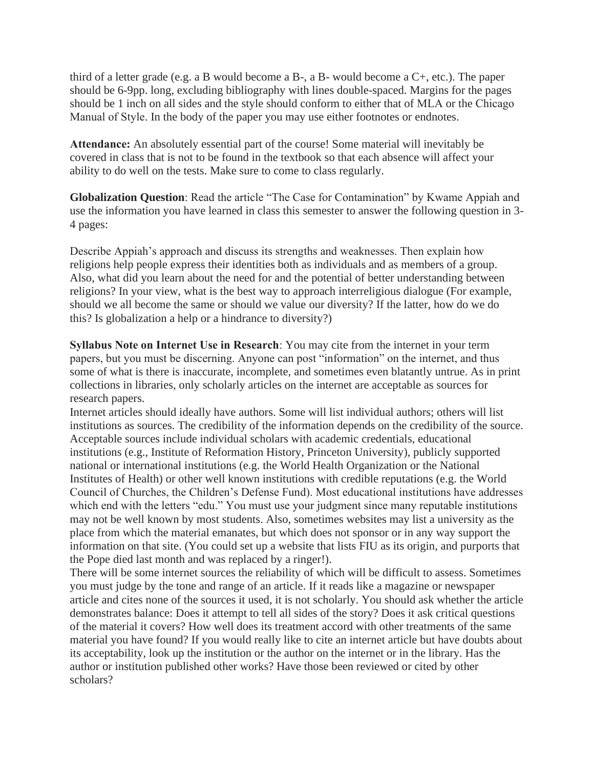third of a letter grade (e.g. a B would become a B-, a B- would become a C+, etc.). The paper should be 6-9pp. long, excluding bibliography with lines double-spaced. Margins for the pages should be 1 inch on all sides and the style should conform to either that of MLA or the Chicago Manual of Style. In the body of the paper you may use either footnotes or endnotes.

**Attendance:** An absolutely essential part of the course! Some material will inevitably be covered in class that is not to be found in the textbook so that each absence will affect your ability to do well on the tests. Make sure to come to class regularly.

**Globalization Question**: Read the article "The Case for Contamination" by Kwame Appiah and use the information you have learned in class this semester to answer the following question in 3-4 pages:

Describe Appiah's approach and discuss its strengths and weaknesses. Then explain how religions help people express their identities both as individuals and as members of a group. Also, what did you learn about the need for and the potential of better understanding between religions? In your view, what is the best way to approach interreligious dialogue (For example, should we all become the same or should we value our diversity? If the latter, how do we do this? Is globalization a help or a hindrance to diversity?)

**Syllabus Note on Internet Use in Research**: You may cite from the internet in your term papers, but you must be discerning. Anyone can post "information" on the internet, and thus some of what is there is inaccurate, incomplete, and sometimes even blatantly untrue. As in print collections in libraries, only scholarly articles on the internet are acceptable as sources for research papers.

Internet articles should ideally have authors. Some will list individual authors; others will list institutions as sources. The credibility of the information depends on the credibility of the source. Acceptable sources include individual scholars with academic credentials, educational institutions (e.g., Institute of Reformation History, Princeton University), publicly supported national or international institutions (e.g. the World Health Organization or the National Institutes of Health) or other well known institutions with credible reputations (e.g. the World Council of Churches, the Children's Defense Fund). Most educational institutions have addresses which end with the letters "edu." You must use your judgment since many reputable institutions may not be well known by most students. Also, sometimes websites may list a university as the place from which the material emanates, but which does not sponsor or in any way support the information on that site. (You could set up a website that lists FIU as its origin, and purports that the Pope died last month and was replaced by a ringer!).

There will be some internet sources the reliability of which will be difficult to assess. Sometimes you must judge by the tone and range of an article. If it reads like a magazine or newspaper article and cites none of the sources it used, it is not scholarly. You should ask whether the article demonstrates balance: Does it attempt to tell all sides of the story? Does it ask critical questions of the material it covers? How well does its treatment accord with other treatments of the same material you have found? If you would really like to cite an internet article but have doubts about its acceptability, look up the institution or the author on the internet or in the library. Has the author or institution published other works? Have those been reviewed or cited by other scholars?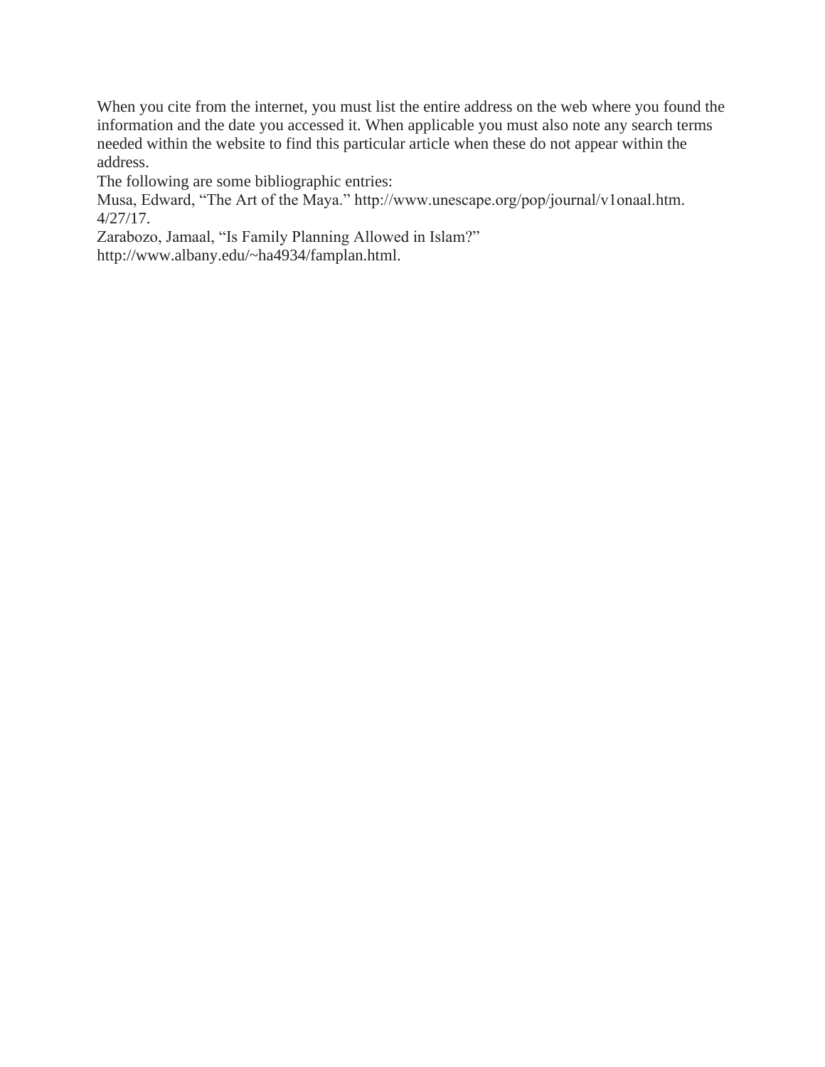When you cite from the internet, you must list the entire address on the web where you found the information and the date you accessed it. When applicable you must also note any search terms needed within the website to find this particular article when these do not appear within the address.

The following are some bibliographic entries:

Musa, Edward, “The Art of the Maya.” http://www.unescape.org/pop/journal/v1onaal.htm. 4/27/17.

Zarabozo, Jamaal, “Is Family Planning Allowed in Islam?” http://www.albany.edu/~ha4934/famplan.html.